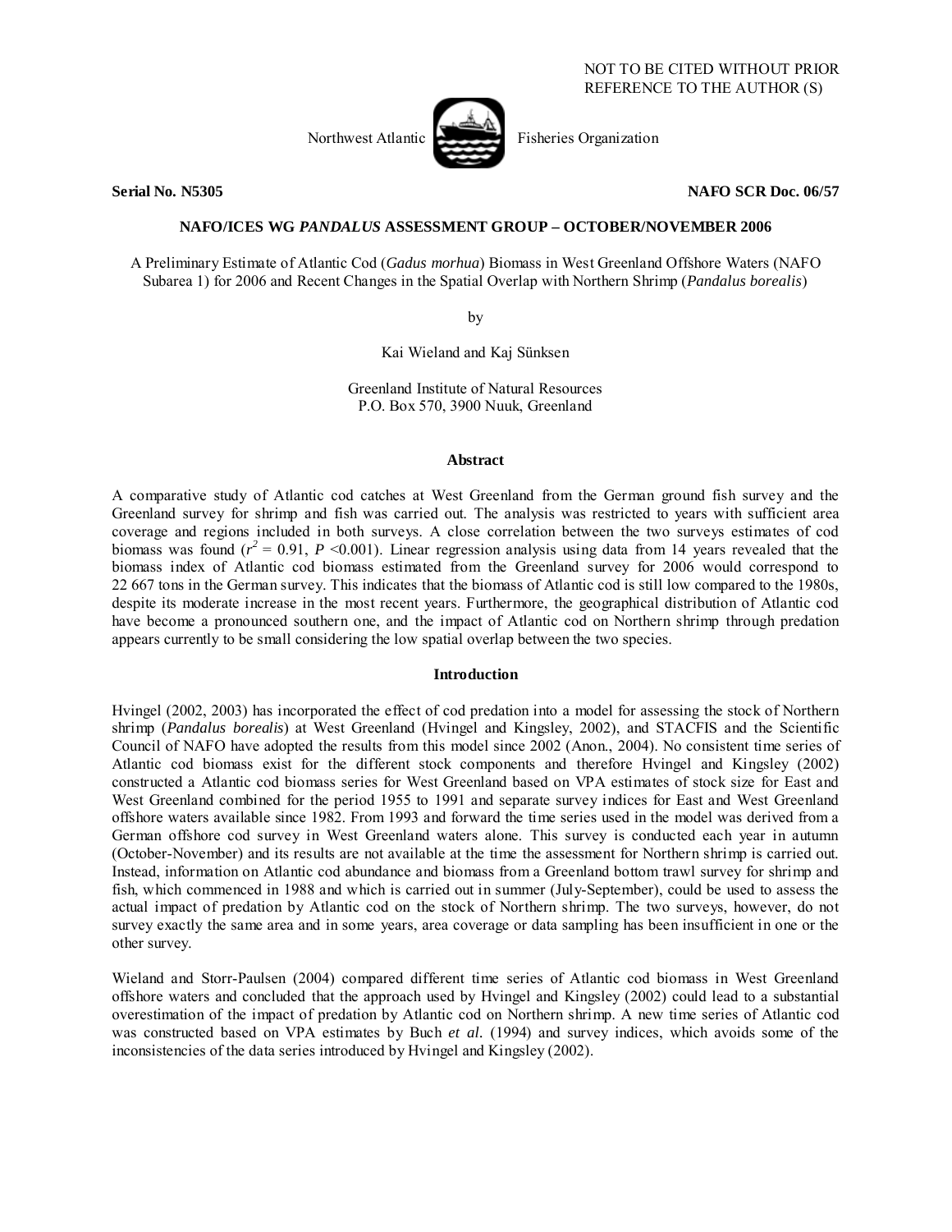NOT TO BE CITED WITHOUT PRIOR REFERENCE TO THE AUTHOR (S)

Northwest Atlantic Fisheries Organization

**Serial No. N5305** **NAFO SCR Doc. 06/57**

**NAFO/ICES WG *PANDALUS* ASSESSMENT GROUP – OCTOBER/NOVEMBER 2006**

# A Preliminary Estimate of Atlantic Cod (*Gadus morhua*) Biomass in West Greenland Offshore Waters (NAFO Subarea 1) for 2006 and Recent Changes in the Spatial Overlap with Northern Shrimp (*Pandalus borealis*)

by

Kai Wieland and Kaj Sünksen

Greenland Institute of Natural Resources
P.O. Box 570, 3900 Nuuk, Greenland

## Abstract

A comparative study of Atlantic cod catches at West Greenland from the German ground fish survey and the Greenland survey for shrimp and fish was carried out. The analysis was restricted to years with sufficient area coverage and regions included in both surveys. A close correlation between the two surveys estimates of cod biomass was found ($r^2 = 0.91$, $P < 0.001$). Linear regression analysis using data from 14 years revealed that the biomass index of Atlantic cod biomass estimated from the Greenland survey for 2006 would correspond to 22 667 tons in the German survey. This indicates that the biomass of Atlantic cod is still low compared to the 1980s, despite its moderate increase in the most recent years. Furthermore, the geographical distribution of Atlantic cod have become a pronounced southern one, and the impact of Atlantic cod on Northern shrimp through predation appears currently to be small considering the low spatial overlap between the two species.

## Introduction

Hvingel (2002, 2003) has incorporated the effect of cod predation into a model for assessing the stock of Northern shrimp (*Pandalus borealis*) at West Greenland (Hvingel and Kingsley, 2002), and STACFIS and the Scientific Council of NAFO have adopted the results from this model since 2002 (Anon., 2004). No consistent time series of Atlantic cod biomass exist for the different stock components and therefore Hvingel and Kingsley (2002) constructed a Atlantic cod biomass series for West Greenland based on VPA estimates of stock size for East and West Greenland combined for the period 1955 to 1991 and separate survey indices for East and West Greenland offshore waters available since 1982. From 1993 and forward the time series used in the model was derived from a German offshore cod survey in West Greenland waters alone. This survey is conducted each year in autumn (October-November) and its results are not available at the time the assessment for Northern shrimp is carried out. Instead, information on Atlantic cod abundance and biomass from a Greenland bottom trawl survey for shrimp and fish, which commenced in 1988 and which is carried out in summer (July-September), could be used to assess the actual impact of predation by Atlantic cod on the stock of Northern shrimp. The two surveys, however, do not survey exactly the same area and in some years, area coverage or data sampling has been insufficient in one or the other survey.

Wieland and Storr-Paulsen (2004) compared different time series of Atlantic cod biomass in West Greenland offshore waters and concluded that the approach used by Hvingel and Kingsley (2002) could lead to a substantial overestimation of the impact of predation by Atlantic cod on Northern shrimp. A new time series of Atlantic cod was constructed based on VPA estimates by Buch *et al.* (1994) and survey indices, which avoids some of the inconsistencies of the data series introduced by Hvingel and Kingsley (2002).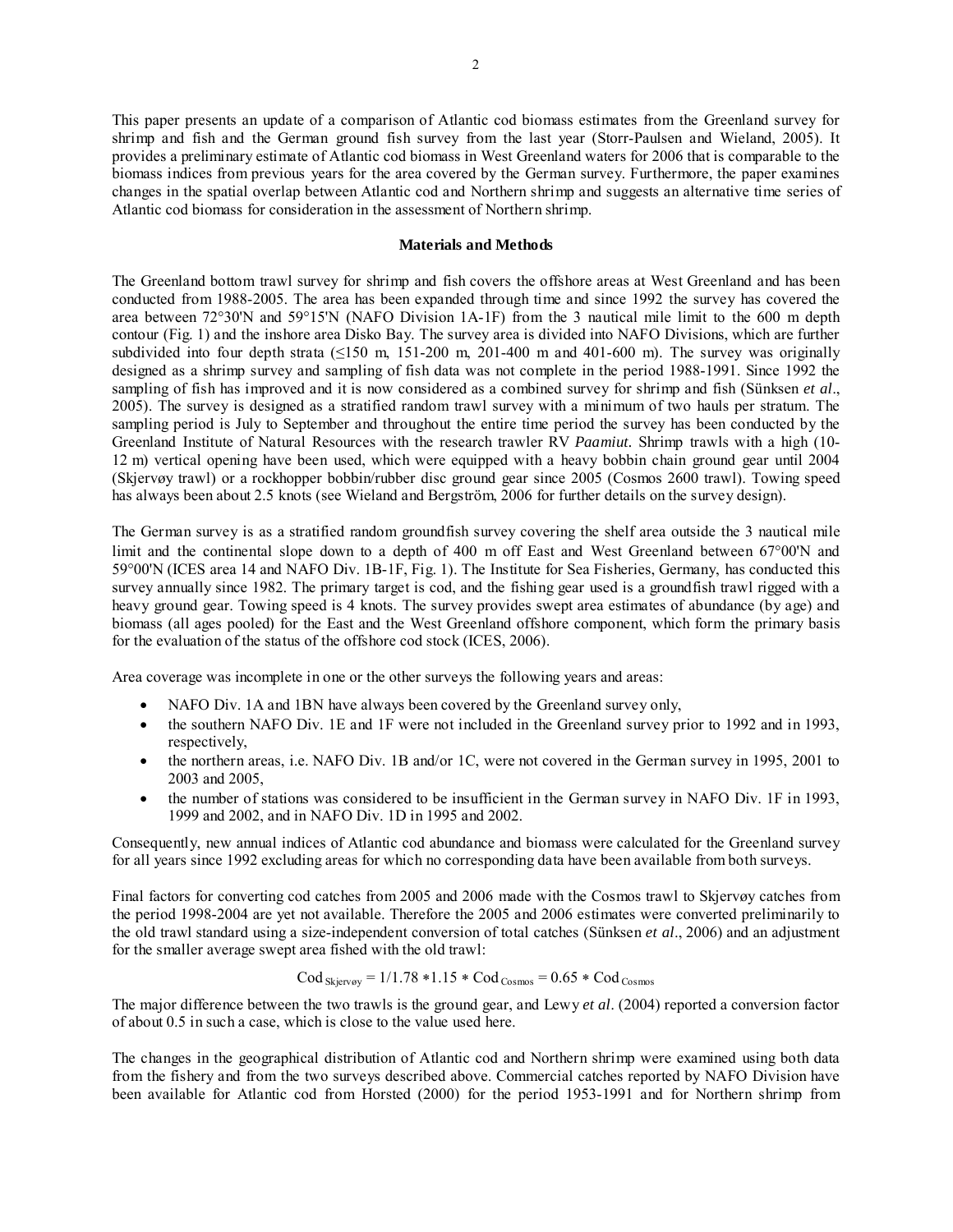This paper presents an update of a comparison of Atlantic cod biomass estimates from the Greenland survey for shrimp and fish and the German ground fish survey from the last year (Storr-Paulsen and Wieland, 2005). It provides a preliminary estimate of Atlantic cod biomass in West Greenland waters for 2006 that is comparable to the biomass indices from previous years for the area covered by the German survey. Furthermore, the paper examines changes in the spatial overlap between Atlantic cod and Northern shrimp and suggests an alternative time series of Atlantic cod biomass for consideration in the assessment of Northern shrimp.

## Materials and Methods

The Greenland bottom trawl survey for shrimp and fish covers the offshore areas at West Greenland and has been conducted from 1988-2005. The area has been expanded through time and since 1992 the survey has covered the area between 72°30'N and 59°15'N (NAFO Division 1A-1F) from the 3 nautical mile limit to the 600 m depth contour (Fig. 1) and the inshore area Disko Bay. The survey area is divided into NAFO Divisions, which are further subdivided into four depth strata (≤150 m, 151-200 m, 201-400 m and 401-600 m). The survey was originally designed as a shrimp survey and sampling of fish data was not complete in the period 1988-1991. Since 1992 the sampling of fish has improved and it is now considered as a combined survey for shrimp and fish (Sünksen *et al*., 2005). The survey is designed as a stratified random trawl survey with a minimum of two hauls per stratum. The sampling period is July to September and throughout the entire time period the survey has been conducted by the Greenland Institute of Natural Resources with the research trawler RV *Paamiut*. Shrimp trawls with a high (10-12 m) vertical opening have been used, which were equipped with a heavy bobbin chain ground gear until 2004 (Skjervøy trawl) or a rockhopper bobbin/rubber disc ground gear since 2005 (Cosmos 2600 trawl). Towing speed has always been about 2.5 knots (see Wieland and Bergström, 2006 for further details on the survey design).

The German survey is as a stratified random groundfish survey covering the shelf area outside the 3 nautical mile limit and the continental slope down to a depth of 400 m off East and West Greenland between 67°00'N and 59°00'N (ICES area 14 and NAFO Div. 1B-1F, Fig. 1). The Institute for Sea Fisheries, Germany, has conducted this survey annually since 1982. The primary target is cod, and the fishing gear used is a groundfish trawl rigged with a heavy ground gear. Towing speed is 4 knots. The survey provides swept area estimates of abundance (by age) and biomass (all ages pooled) for the East and the West Greenland offshore component, which form the primary basis for the evaluation of the status of the offshore cod stock (ICES, 2006).

Area coverage was incomplete in one or the other surveys the following years and areas:

- NAFO Div. 1A and 1BN have always been covered by the Greenland survey only,
- the southern NAFO Div. 1E and 1F were not included in the Greenland survey prior to 1992 and in 1993, respectively,
- the northern areas, i.e. NAFO Div. 1B and/or 1C, were not covered in the German survey in 1995, 2001 to 2003 and 2005,
- the number of stations was considered to be insufficient in the German survey in NAFO Div. 1F in 1993, 1999 and 2002, and in NAFO Div. 1D in 1995 and 2002.

Consequently, new annual indices of Atlantic cod abundance and biomass were calculated for the Greenland survey for all years since 1992 excluding areas for which no corresponding data have been available from both surveys.

Final factors for converting cod catches from 2005 and 2006 made with the Cosmos trawl to Skjervøy catches from the period 1998-2004 are yet not available. Therefore the 2005 and 2006 estimates were converted preliminarily to the old trawl standard using a size-independent conversion of total catches (Sünksen *et al*., 2006) and an adjustment for the smaller average swept area fished with the old trawl:

$$\text{Cod}_{\text{Skjervøy}} = 1/1.78 * 1.15 * \text{Cod}_{\text{Cosmos}} = 0.65 * \text{Cod}_{\text{Cosmos}}$$

The major difference between the two trawls is the ground gear, and Lewy *et al*. (2004) reported a conversion factor of about 0.5 in such a case, which is close to the value used here.

The changes in the geographical distribution of Atlantic cod and Northern shrimp were examined using both data from the fishery and from the two surveys described above. Commercial catches reported by NAFO Division have been available for Atlantic cod from Horsted (2000) for the period 1953-1991 and for Northern shrimp from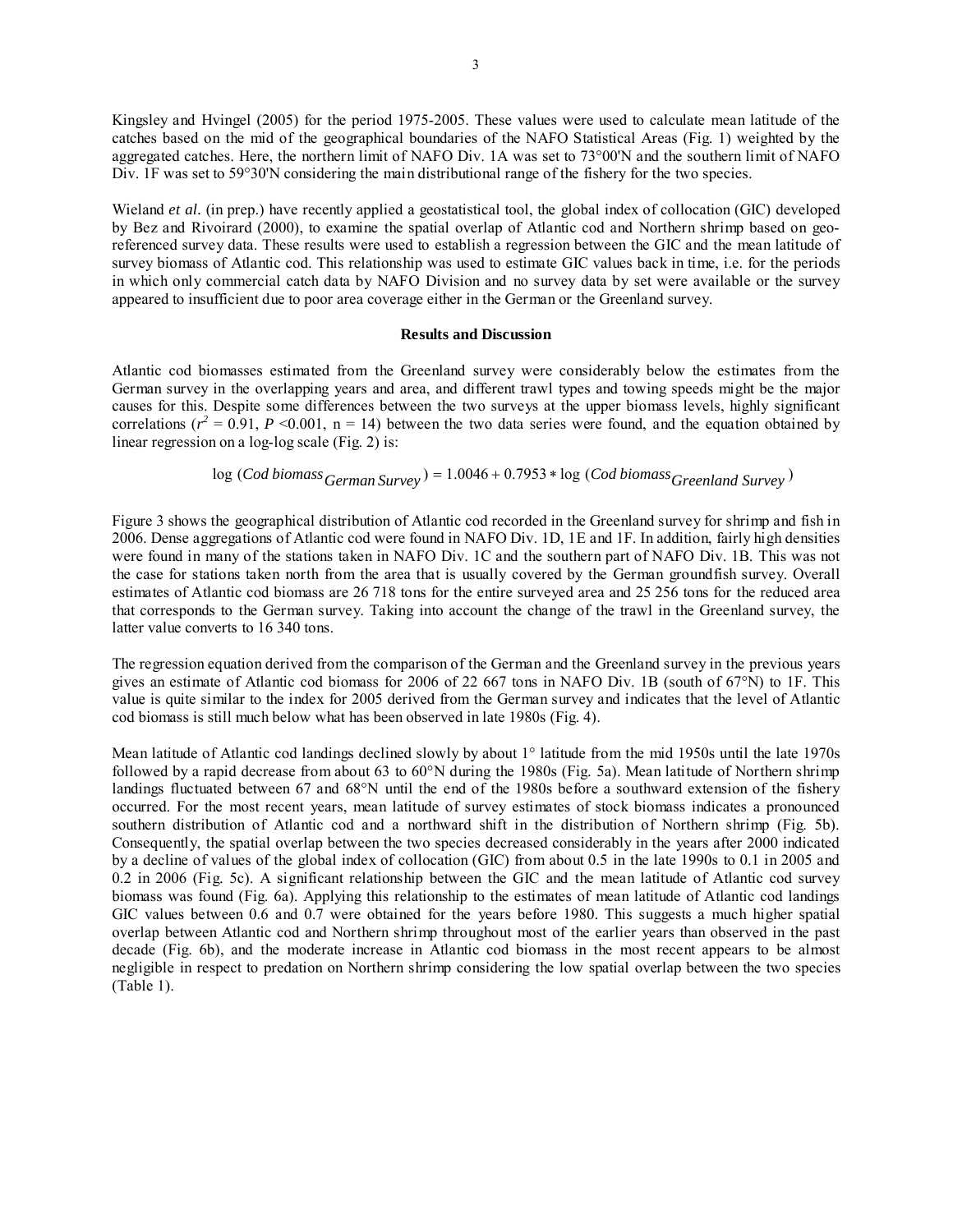Kingsley and Hvingel (2005) for the period 1975-2005. These values were used to calculate mean latitude of the catches based on the mid of the geographical boundaries of the NAFO Statistical Areas (Fig. 1) weighted by the aggregated catches. Here, the northern limit of NAFO Div. 1A was set to 73°00'N and the southern limit of NAFO Div. 1F was set to 59°30'N considering the main distributional range of the fishery for the two species.

Wieland *et al.* (in prep.) have recently applied a geostatistical tool, the global index of collocation (GIC) developed by Bez and Rivoirard (2000), to examine the spatial overlap of Atlantic cod and Northern shrimp based on geo-referenced survey data. These results were used to establish a regression between the GIC and the mean latitude of survey biomass of Atlantic cod. This relationship was used to estimate GIC values back in time, i.e. for the periods in which only commercial catch data by NAFO Division and no survey data by set were available or the survey appeared to insufficient due to poor area coverage either in the German or the Greenland survey.

## Results and Discussion

Atlantic cod biomasses estimated from the Greenland survey were considerably below the estimates from the German survey in the overlapping years and area, and different trawl types and towing speeds might be the major causes for this. Despite some differences between the two surveys at the upper biomass levels, highly significant correlations ($r^2 = 0.91$, $P < 0.001$, $n = 14$) between the two data series were found, and the equation obtained by linear regression on a log-log scale (Fig. 2) is:

$$\log\,(Cod\ biomass_{German\ Survey}) = 1.0046 + 0.7953 * \log\,(Cod\ biomass_{Greenland\ Survey})$$

Figure 3 shows the geographical distribution of Atlantic cod recorded in the Greenland survey for shrimp and fish in 2006. Dense aggregations of Atlantic cod were found in NAFO Div. 1D, 1E and 1F. In addition, fairly high densities were found in many of the stations taken in NAFO Div. 1C and the southern part of NAFO Div. 1B. This was not the case for stations taken north from the area that is usually covered by the German groundfish survey. Overall estimates of Atlantic cod biomass are 26 718 tons for the entire surveyed area and 25 256 tons for the reduced area that corresponds to the German survey. Taking into account the change of the trawl in the Greenland survey, the latter value converts to 16 340 tons.

The regression equation derived from the comparison of the German and the Greenland survey in the previous years gives an estimate of Atlantic cod biomass for 2006 of 22 667 tons in NAFO Div. 1B (south of 67°N) to 1F. This value is quite similar to the index for 2005 derived from the German survey and indicates that the level of Atlantic cod biomass is still much below what has been observed in late 1980s (Fig. 4).

Mean latitude of Atlantic cod landings declined slowly by about 1° latitude from the mid 1950s until the late 1970s followed by a rapid decrease from about 63 to 60°N during the 1980s (Fig. 5a). Mean latitude of Northern shrimp landings fluctuated between 67 and 68°N until the end of the 1980s before a southward extension of the fishery occurred. For the most recent years, mean latitude of survey estimates of stock biomass indicates a pronounced southern distribution of Atlantic cod and a northward shift in the distribution of Northern shrimp (Fig. 5b). Consequently, the spatial overlap between the two species decreased considerably in the years after 2000 indicated by a decline of values of the global index of collocation (GIC) from about 0.5 in the late 1990s to 0.1 in 2005 and 0.2 in 2006 (Fig. 5c). A significant relationship between the GIC and the mean latitude of Atlantic cod survey biomass was found (Fig. 6a). Applying this relationship to the estimates of mean latitude of Atlantic cod landings GIC values between 0.6 and 0.7 were obtained for the years before 1980. This suggests a much higher spatial overlap between Atlantic cod and Northern shrimp throughout most of the earlier years than observed in the past decade (Fig. 6b), and the moderate increase in Atlantic cod biomass in the most recent appears to be almost negligible in respect to predation on Northern shrimp considering the low spatial overlap between the two species (Table 1).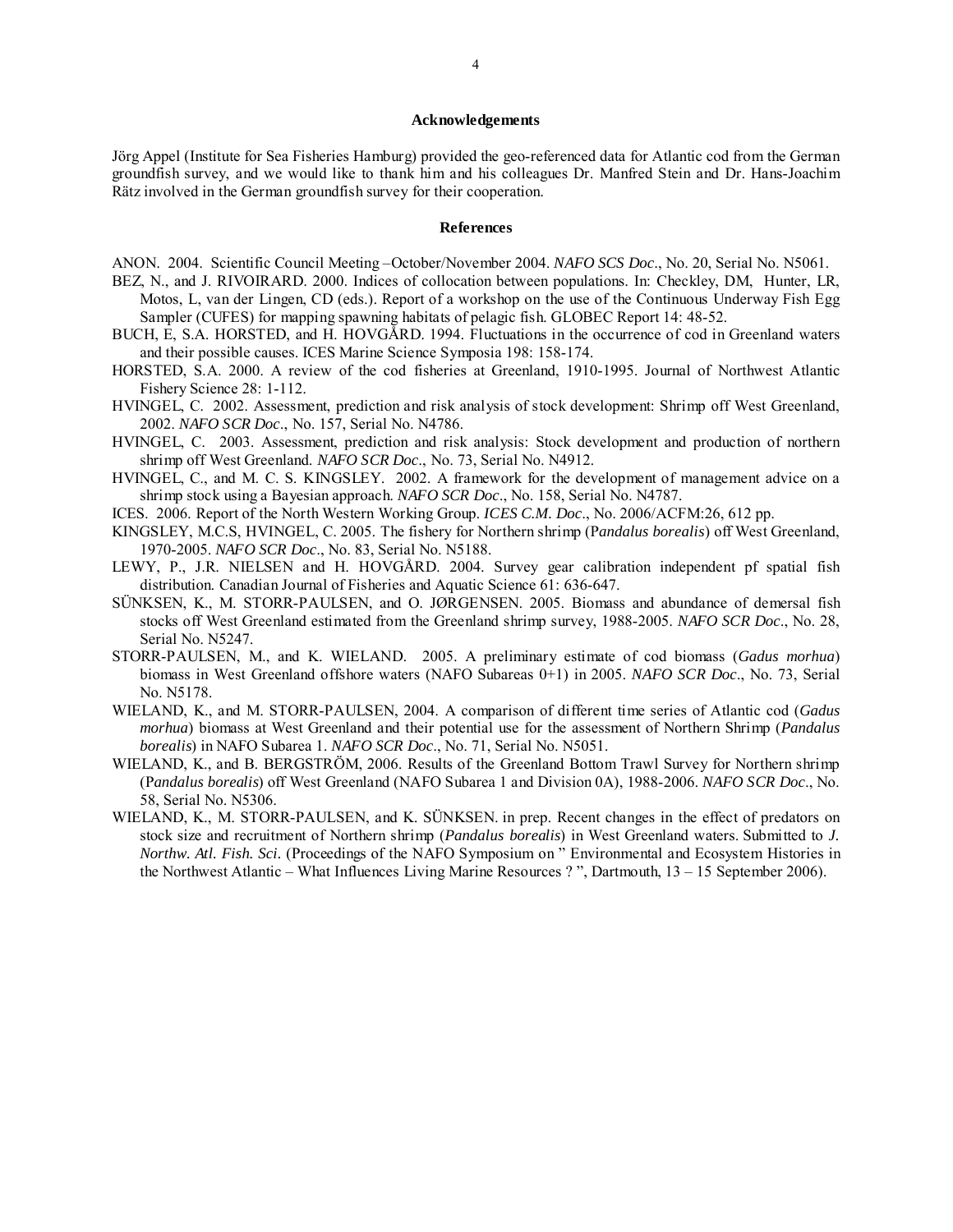## Acknowledgements

Jörg Appel (Institute for Sea Fisheries Hamburg) provided the geo-referenced data for Atlantic cod from the German groundfish survey, and we would like to thank him and his colleagues Dr. Manfred Stein and Dr. Hans-Joachim Rätz involved in the German groundfish survey for their cooperation.

## References

ANON. 2004. Scientific Council Meeting –October/November 2004. *NAFO SCS Doc*., No. 20, Serial No. N5061.

BEZ, N., and J. RIVOIRARD. 2000. Indices of collocation between populations. In: Checkley, DM, Hunter, LR, Motos, L, van der Lingen, CD (eds.). Report of a workshop on the use of the Continuous Underway Fish Egg Sampler (CUFES) for mapping spawning habitats of pelagic fish. GLOBEC Report 14: 48-52.

BUCH, E, S.A. HORSTED, and H. HOVGÅRD. 1994. Fluctuations in the occurrence of cod in Greenland waters and their possible causes. ICES Marine Science Symposia 198: 158-174.

HORSTED, S.A. 2000. A review of the cod fisheries at Greenland, 1910-1995. Journal of Northwest Atlantic Fishery Science 28: 1-112.

HVINGEL, C. 2002. Assessment, prediction and risk analysis of stock development: Shrimp off West Greenland, 2002. *NAFO SCR Doc*., No. 157, Serial No. N4786.

HVINGEL, C. 2003. Assessment, prediction and risk analysis: Stock development and production of northern shrimp off West Greenland. *NAFO SCR Doc*., No. 73, Serial No. N4912.

HVINGEL, C., and M. C. S. KINGSLEY. 2002. A framework for the development of management advice on a shrimp stock using a Bayesian approach. *NAFO SCR Doc*., No. 158, Serial No. N4787.

ICES. 2006. Report of the North Western Working Group. *ICES C.M. Doc*., No. 2006/ACFM:26, 612 pp.

KINGSLEY, M.C.S, HVINGEL, C. 2005. The fishery for Northern shrimp (P*andalus borealis*) off West Greenland, 1970-2005. *NAFO SCR Doc*., No. 83, Serial No. N5188.

LEWY, P., J.R. NIELSEN and H. HOVGÅRD. 2004. Survey gear calibration independent pf spatial fish distribution. Canadian Journal of Fisheries and Aquatic Science 61: 636-647.

SÜNKSEN, K., M. STORR-PAULSEN, and O. JØRGENSEN. 2005. Biomass and abundance of demersal fish stocks off West Greenland estimated from the Greenland shrimp survey, 1988-2005. *NAFO SCR Doc*., No. 28, Serial No. N5247.

STORR-PAULSEN, M., and K. WIELAND. 2005. A preliminary estimate of cod biomass (*Gadus morhua*) biomass in West Greenland offshore waters (NAFO Subareas 0+1) in 2005. *NAFO SCR Doc*., No. 73, Serial No. N5178.

WIELAND, K., and M. STORR-PAULSEN, 2004. A comparison of different time series of Atlantic cod (*Gadus morhua*) biomass at West Greenland and their potential use for the assessment of Northern Shrimp (*Pandalus borealis*) in NAFO Subarea 1. *NAFO SCR Doc*., No. 71, Serial No. N5051.

WIELAND, K., and B. BERGSTRÖM, 2006. Results of the Greenland Bottom Trawl Survey for Northern shrimp (P*andalus borealis*) off West Greenland (NAFO Subarea 1 and Division 0A), 1988-2006. *NAFO SCR Doc*., No. 58, Serial No. N5306.

WIELAND, K., M. STORR-PAULSEN, and K. SÜNKSEN. in prep. Recent changes in the effect of predators on stock size and recruitment of Northern shrimp (*Pandalus borealis*) in West Greenland waters. Submitted to *J. Northw. Atl. Fish. Sci.* (Proceedings of the NAFO Symposium on " Environmental and Ecosystem Histories in the Northwest Atlantic – What Influences Living Marine Resources ? ", Dartmouth, 13 – 15 September 2006).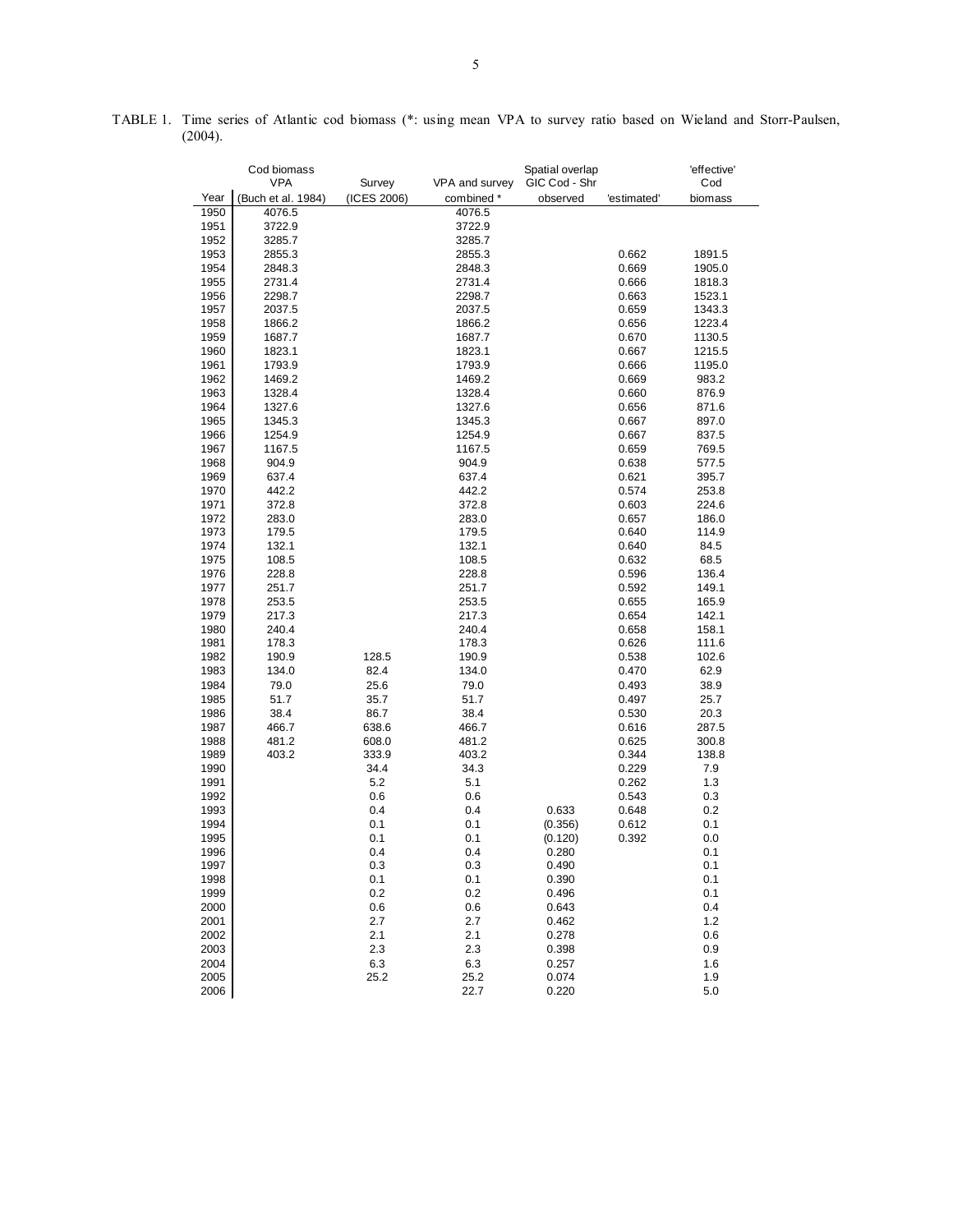TABLE 1. Time series of Atlantic cod biomass (*: using mean VPA to survey ratio based on Wieland and Storr-Paulsen, (2004).

| | Cod biomass | | | Spatial overlap | | 'effective' |
|---|---|---|---|---|---|---|
| | VPA | Survey | VPA and survey | GIC Cod - Shr | | Cod |
| Year | (Buch et al. 1984) | (ICES 2006) | combined * | observed | 'estimated' | biomass |
| 1950 | 4076.5 | | 4076.5 | | | |
| 1951 | 3722.9 | | 3722.9 | | | |
| 1952 | 3285.7 | | 3285.7 | | | |
| 1953 | 2855.3 | | 2855.3 | | 0.662 | 1891.5 |
| 1954 | 2848.3 | | 2848.3 | | 0.669 | 1905.0 |
| 1955 | 2731.4 | | 2731.4 | | 0.666 | 1818.3 |
| 1956 | 2298.7 | | 2298.7 | | 0.663 | 1523.1 |
| 1957 | 2037.5 | | 2037.5 | | 0.659 | 1343.3 |
| 1958 | 1866.2 | | 1866.2 | | 0.656 | 1223.4 |
| 1959 | 1687.7 | | 1687.7 | | 0.670 | 1130.5 |
| 1960 | 1823.1 | | 1823.1 | | 0.667 | 1215.5 |
| 1961 | 1793.9 | | 1793.9 | | 0.666 | 1195.0 |
| 1962 | 1469.2 | | 1469.2 | | 0.669 | 983.2 |
| 1963 | 1328.4 | | 1328.4 | | 0.660 | 876.9 |
| 1964 | 1327.6 | | 1327.6 | | 0.656 | 871.6 |
| 1965 | 1345.3 | | 1345.3 | | 0.667 | 897.0 |
| 1966 | 1254.9 | | 1254.9 | | 0.667 | 837.5 |
| 1967 | 1167.5 | | 1167.5 | | 0.659 | 769.5 |
| 1968 | 904.9 | | 904.9 | | 0.638 | 577.5 |
| 1969 | 637.4 | | 637.4 | | 0.621 | 395.7 |
| 1970 | 442.2 | | 442.2 | | 0.574 | 253.8 |
| 1971 | 372.8 | | 372.8 | | 0.603 | 224.6 |
| 1972 | 283.0 | | 283.0 | | 0.657 | 186.0 |
| 1973 | 179.5 | | 179.5 | | 0.640 | 114.9 |
| 1974 | 132.1 | | 132.1 | | 0.640 | 84.5 |
| 1975 | 108.5 | | 108.5 | | 0.632 | 68.5 |
| 1976 | 228.8 | | 228.8 | | 0.596 | 136.4 |
| 1977 | 251.7 | | 251.7 | | 0.592 | 149.1 |
| 1978 | 253.5 | | 253.5 | | 0.655 | 165.9 |
| 1979 | 217.3 | | 217.3 | | 0.654 | 142.1 |
| 1980 | 240.4 | | 240.4 | | 0.658 | 158.1 |
| 1981 | 178.3 | | 178.3 | | 0.626 | 111.6 |
| 1982 | 190.9 | 128.5 | 190.9 | | 0.538 | 102.6 |
| 1983 | 134.0 | 82.4 | 134.0 | | 0.470 | 62.9 |
| 1984 | 79.0 | 25.6 | 79.0 | | 0.493 | 38.9 |
| 1985 | 51.7 | 35.7 | 51.7 | | 0.497 | 25.7 |
| 1986 | 38.4 | 86.7 | 38.4 | | 0.530 | 20.3 |
| 1987 | 466.7 | 638.6 | 466.7 | | 0.616 | 287.5 |
| 1988 | 481.2 | 608.0 | 481.2 | | 0.625 | 300.8 |
| 1989 | 403.2 | 333.9 | 403.2 | | 0.344 | 138.8 |
| 1990 | | 34.4 | 34.3 | | 0.229 | 7.9 |
| 1991 | | 5.2 | 5.1 | | 0.262 | 1.3 |
| 1992 | | 0.6 | 0.6 | | 0.543 | 0.3 |
| 1993 | | 0.4 | 0.4 | 0.633 | 0.648 | 0.2 |
| 1994 | | 0.1 | 0.1 | (0.356) | 0.612 | 0.1 |
| 1995 | | 0.1 | 0.1 | (0.120) | 0.392 | 0.0 |
| 1996 | | 0.4 | 0.4 | 0.280 | | 0.1 |
| 1997 | | 0.3 | 0.3 | 0.490 | | 0.1 |
| 1998 | | 0.1 | 0.1 | 0.390 | | 0.1 |
| 1999 | | 0.2 | 0.2 | 0.496 | | 0.1 |
| 2000 | | 0.6 | 0.6 | 0.643 | | 0.4 |
| 2001 | | 2.7 | 2.7 | 0.462 | | 1.2 |
| 2002 | | 2.1 | 2.1 | 0.278 | | 0.6 |
| 2003 | | 2.3 | 2.3 | 0.398 | | 0.9 |
| 2004 | | 6.3 | 6.3 | 0.257 | | 1.6 |
| 2005 | | 25.2 | 25.2 | 0.074 | | 1.9 |
| 2006 | | | 22.7 | 0.220 | | 5.0 |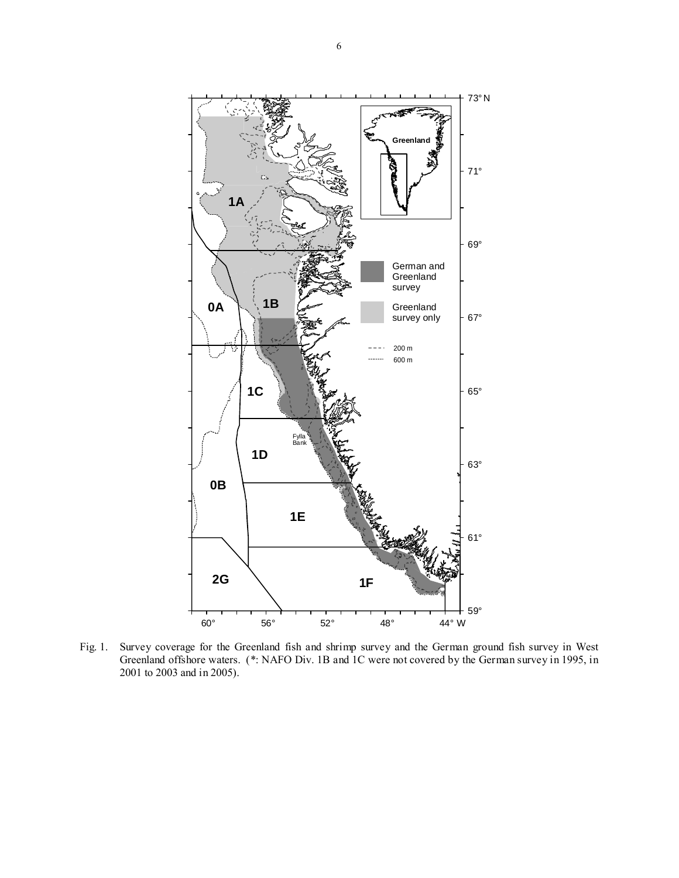Fig. 1. Survey coverage for the Greenland fish and shrimp survey and the German ground fish survey in West Greenland offshore waters. (*: NAFO Div. 1B and 1C were not covered by the German survey in 1995, in 2001 to 2003 and in 2005).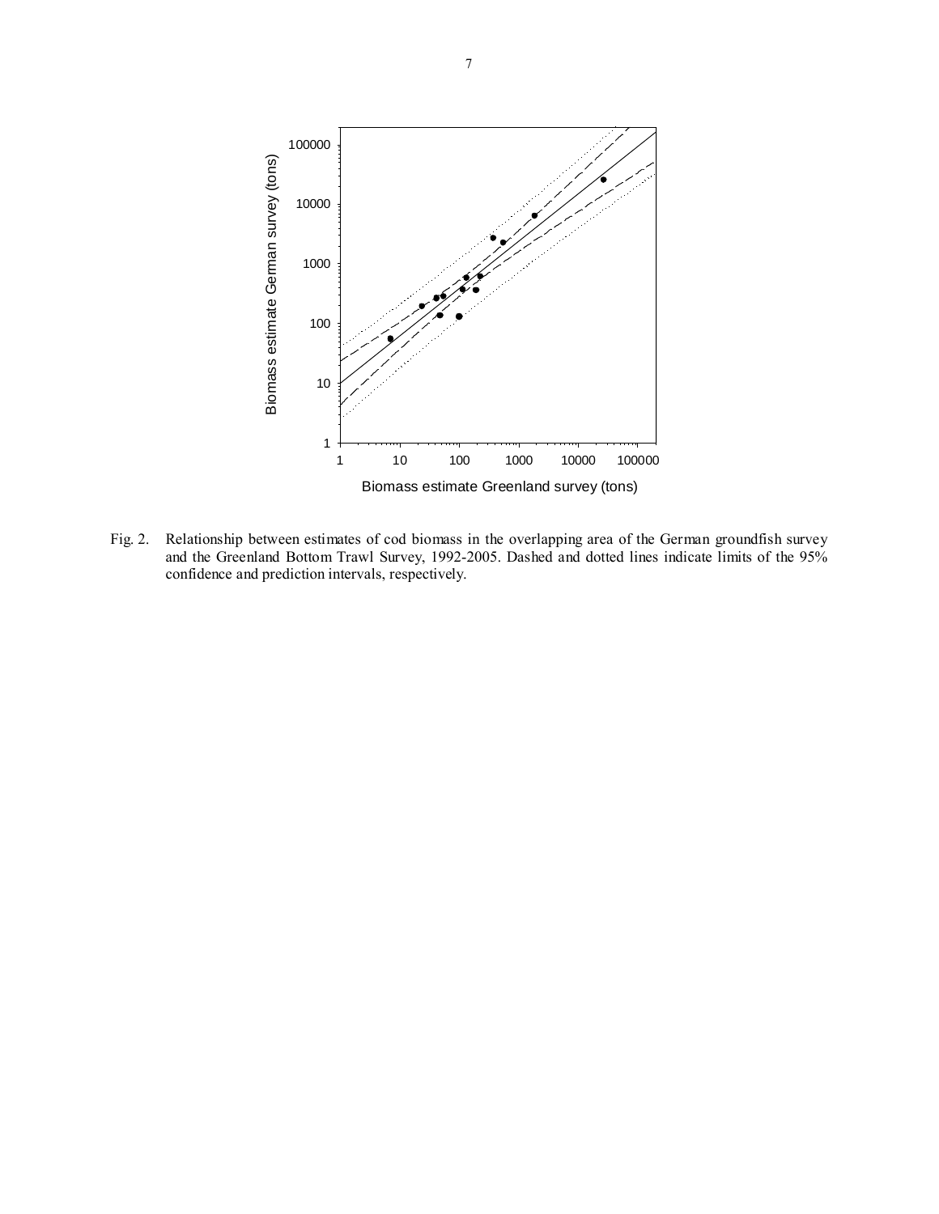Fig. 2. Relationship between estimates of cod biomass in the overlapping area of the German groundfish survey and the Greenland Bottom Trawl Survey, 1992-2005. Dashed and dotted lines indicate limits of the 95% confidence and prediction intervals, respectively.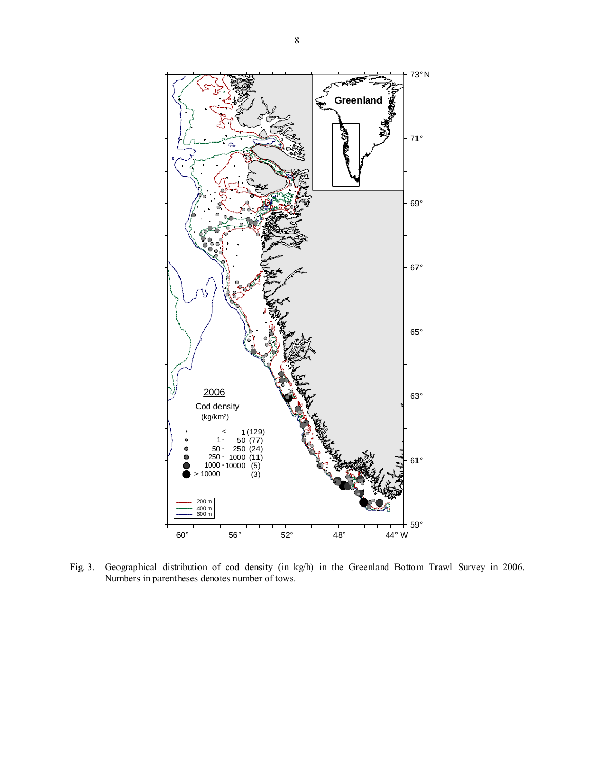Fig. 3. Geographical distribution of cod density (in kg/h) in the Greenland Bottom Trawl Survey in 2006. Numbers in parentheses denotes number of tows.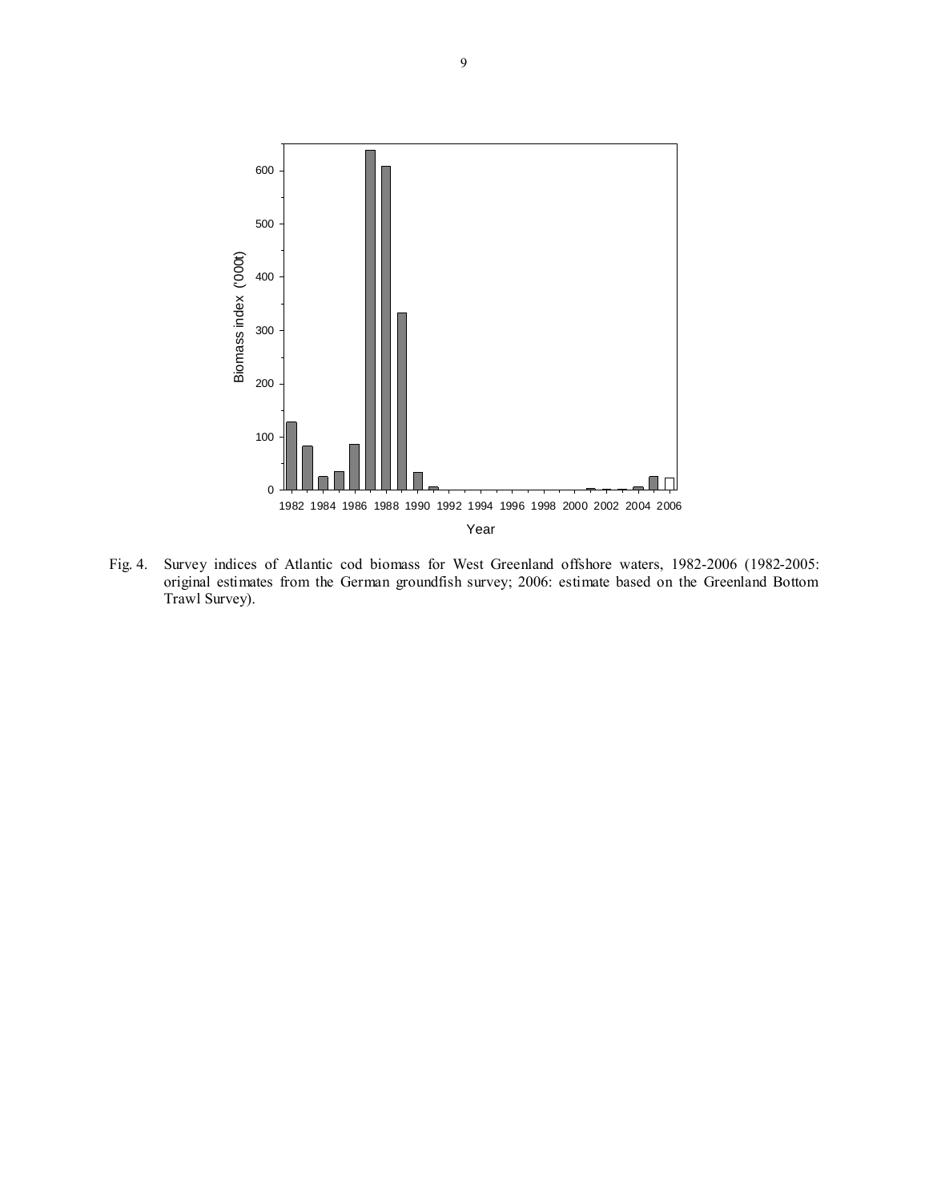Fig. 4. Survey indices of Atlantic cod biomass for West Greenland offshore waters, 1982-2006 (1982-2005: original estimates from the German groundfish survey; 2006: estimate based on the Greenland Bottom Trawl Survey).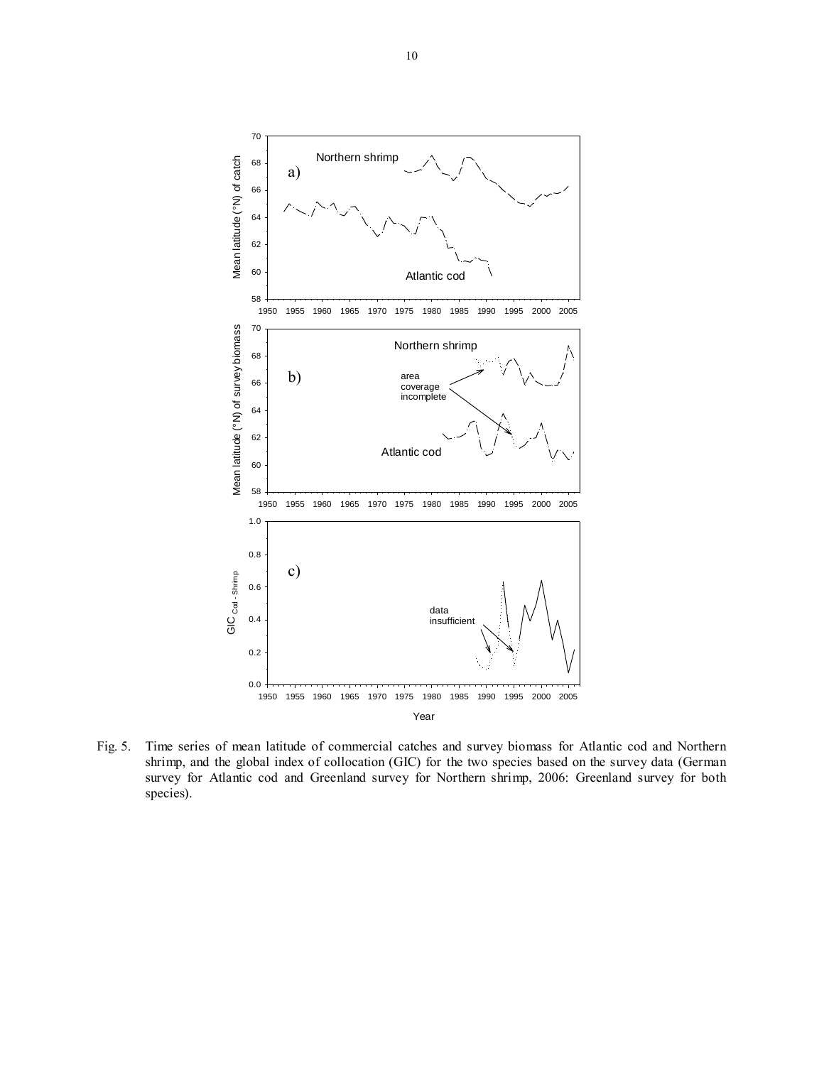Fig. 5. Time series of mean latitude of commercial catches and survey biomass for Atlantic cod and Northern shrimp, and the global index of collocation (GIC) for the two species based on the survey data (German survey for Atlantic cod and Greenland survey for Northern shrimp, 2006: Greenland survey for both species).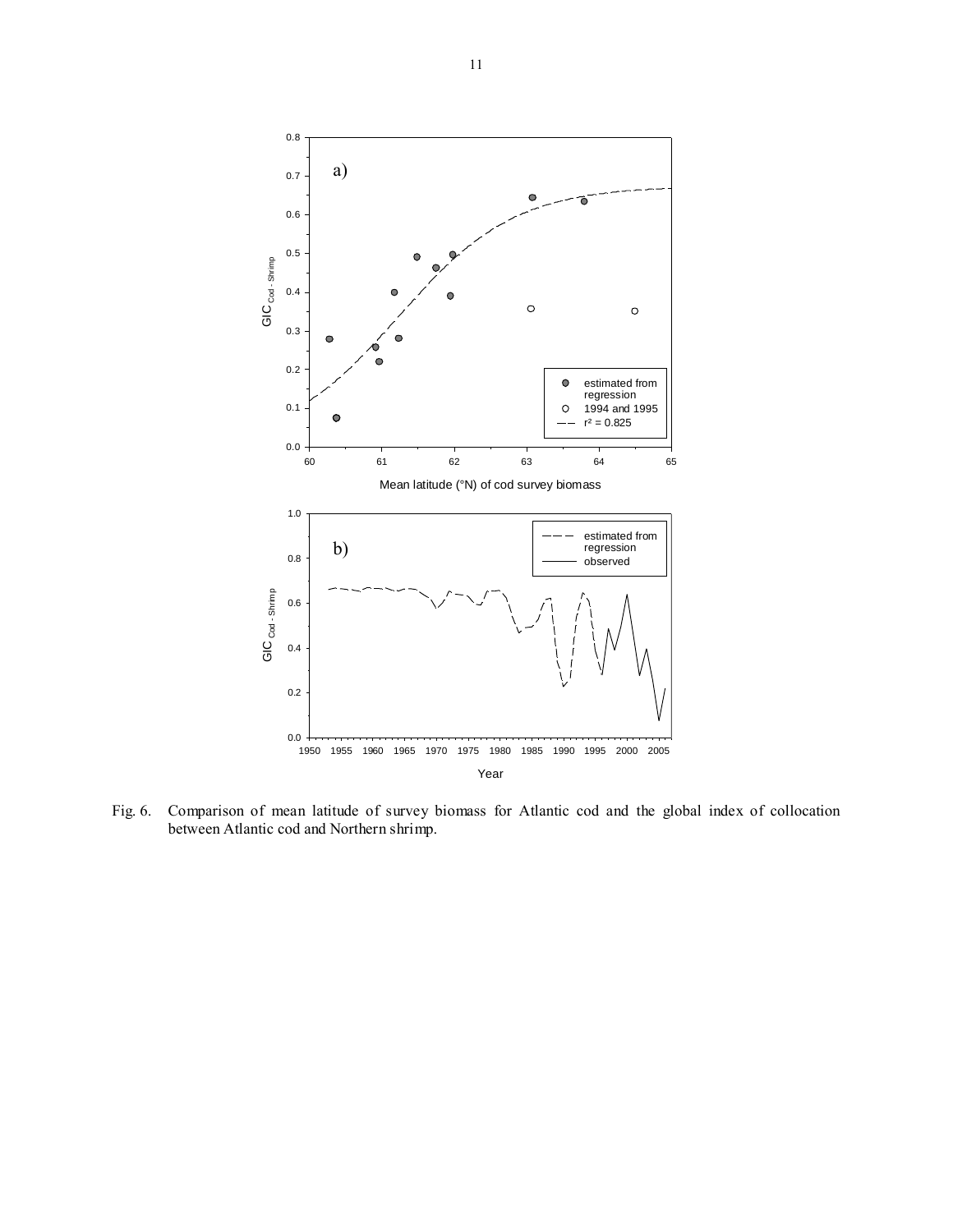a)

0.8
0.7
0.6
0.5
0.4
0.3
0.2
0.1
0.0

$GIC_{Cod - Shrimp}$

60
61
62
63
64
65

Mean latitude (°N) of cod survey biomass

estimated from regression
1994 and 1995
$r^2 = 0.825$

b)

1.0
0.8
0.6
0.4
0.2
0.0

$GIC_{Cod - Shrimp}$

1950
1955
1960
1965
1970
1975
1980
1985
1990
1995
2000
2005

Year

estimated from regression
observed

Fig. 6. Comparison of mean latitude of survey biomass for Atlantic cod and the global index of collocation between Atlantic cod and Northern shrimp.